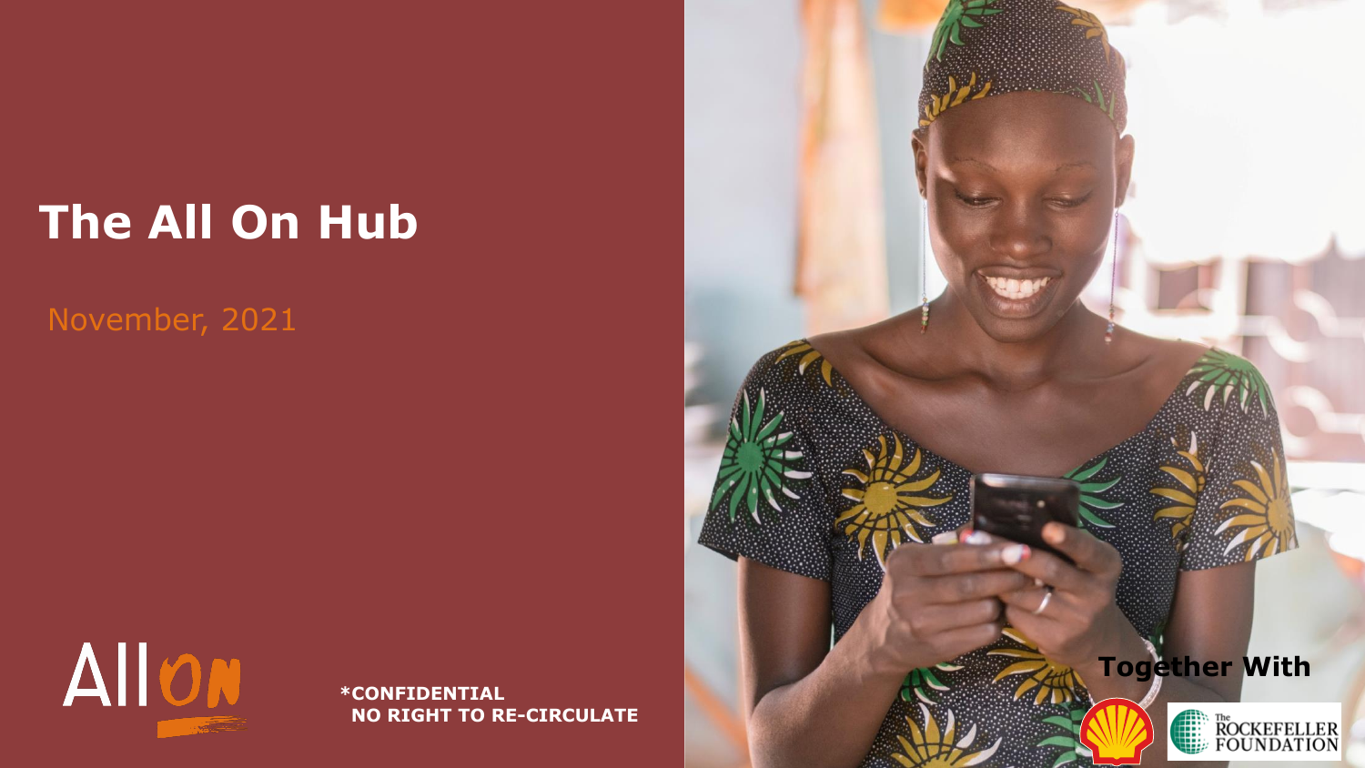# The All On Hub

November, 2021

AllOn

**\*CONFIDENTIAL**
**NO RIGHT TO RE-CIRCULATE**

**Together With**

The ROCKEFELLER FOUNDATION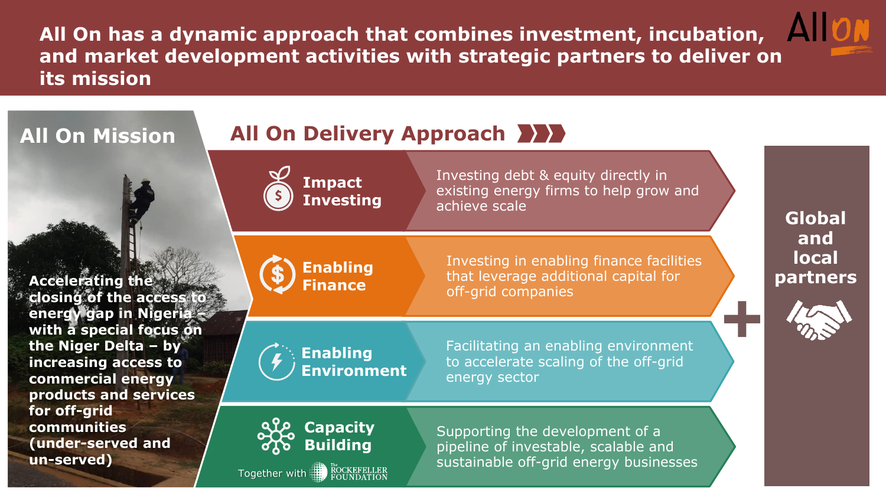# All On has a dynamic approach that combines investment, incubation, and market development activities with strategic partners to deliver on its mission

## All On Mission

**Accelerating the closing of the access to energy gap in Nigeria – with a special focus on the Niger Delta – by increasing access to commercial energy products and services for off-grid communities (under-served and un-served)**

## All On Delivery Approach

| | |
|---|---|
| **Impact Investing** | Investing debt & equity directly in existing energy firms to help grow and achieve scale |
| **Enabling Finance** | Investing in enabling finance facilities that leverage additional capital for off-grid companies |
| **Enabling Environment** | Facilitating an enabling environment to accelerate scaling of the off-grid energy sector |
| **Capacity Building** (Together with The Rockefeller Foundation) | Supporting the development of a pipeline of investable, scalable and sustainable off-grid energy businesses |

**+ Global and local partners**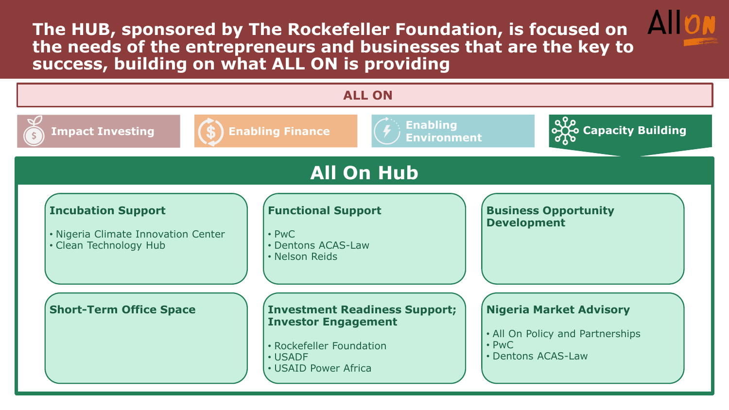# The HUB, sponsored by The Rockefeller Foundation, is focused on the needs of the entrepreneurs and businesses that are the key to success, building on what ALL ON is providing

## ALL ON

- Impact Investing
- Enabling Finance
- Enabling Environment
- Capacity Building

## All On Hub

### Incubation Support

- Nigeria Climate Innovation Center
- Clean Technology Hub

### Functional Support

- PwC
- Dentons ACAS-Law
- Nelson Reids

### Business Opportunity Development

### Short-Term Office Space

### Investment Readiness Support; Investor Engagement

- Rockefeller Foundation
- USADF
- USAID Power Africa

### Nigeria Market Advisory

- All On Policy and Partnerships
- PwC
- Dentons ACAS-Law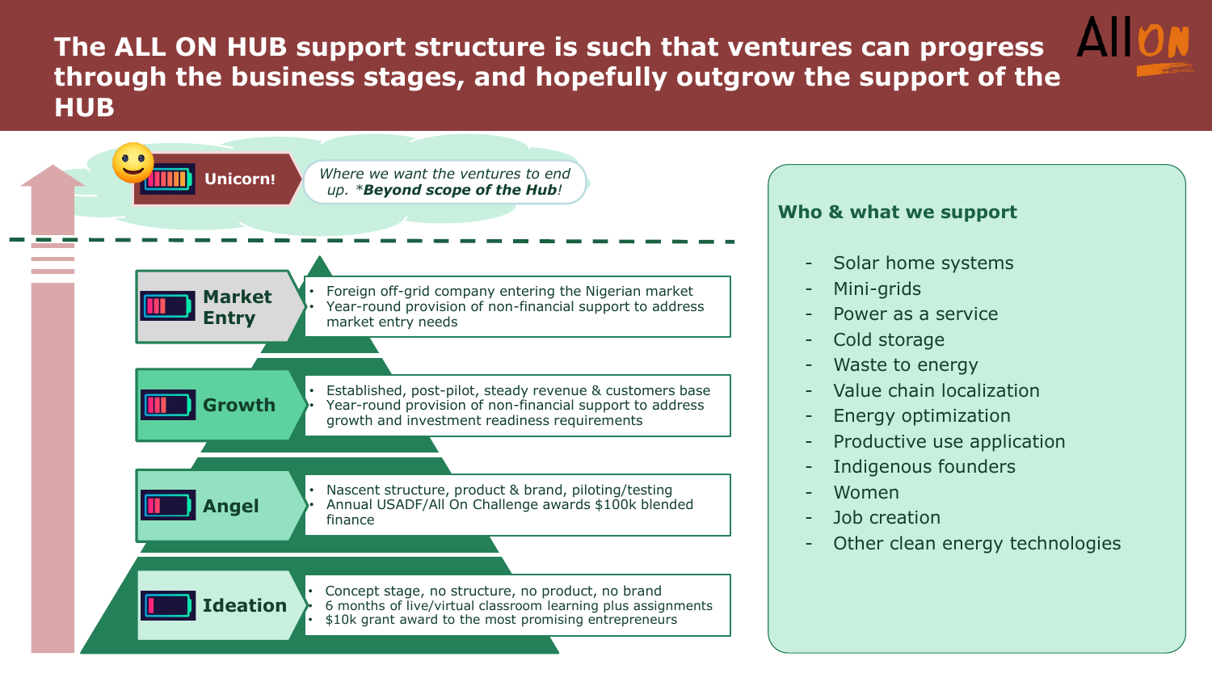# The ALL ON HUB support structure is such that ventures can progress through the business stages, and hopefully outgrow the support of the HUB

**Unicorn!** — *Where we want the ventures to end up. *Beyond scope of the Hub!*

**Market Entry**
- Foreign off-grid company entering the Nigerian market
- Year-round provision of non-financial support to address market entry needs

**Growth**
- Established, post-pilot, steady revenue & customers base
- Year-round provision of non-financial support to address growth and investment readiness requirements

**Angel**
- Nascent structure, product & brand, piloting/testing
- Annual USADF/All On Challenge awards $100k blended finance

**Ideation**
- Concept stage, no structure, no product, no brand
- 6 months of live/virtual classroom learning plus assignments
- $10k grant award to the most promising entrepreneurs

## Who & what we support

- Solar home systems
- Mini-grids
- Power as a service
- Cold storage
- Waste to energy
- Value chain localization
- Energy optimization
- Productive use application
- Indigenous founders
- Women
- Job creation
- Other clean energy technologies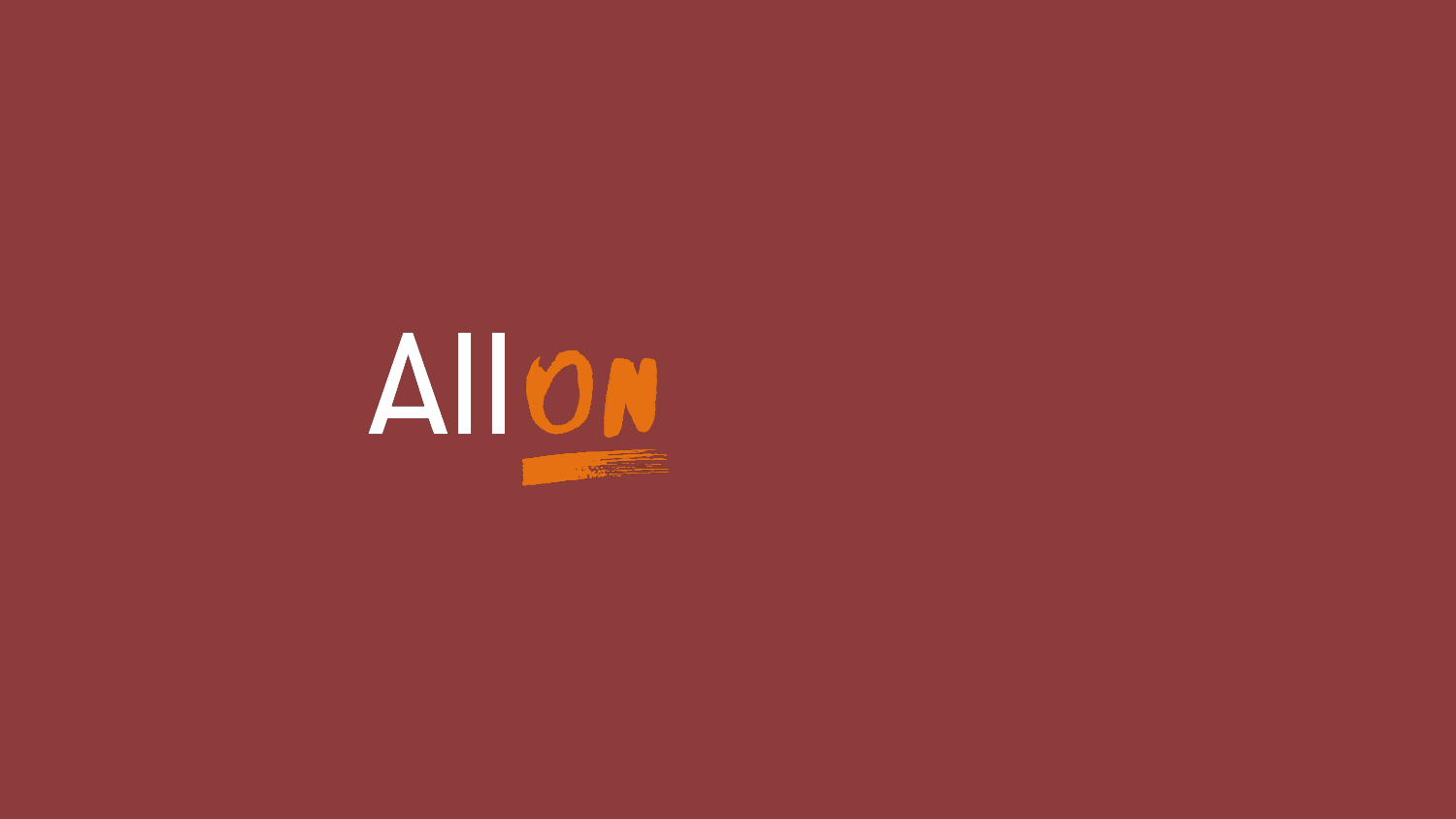AllON